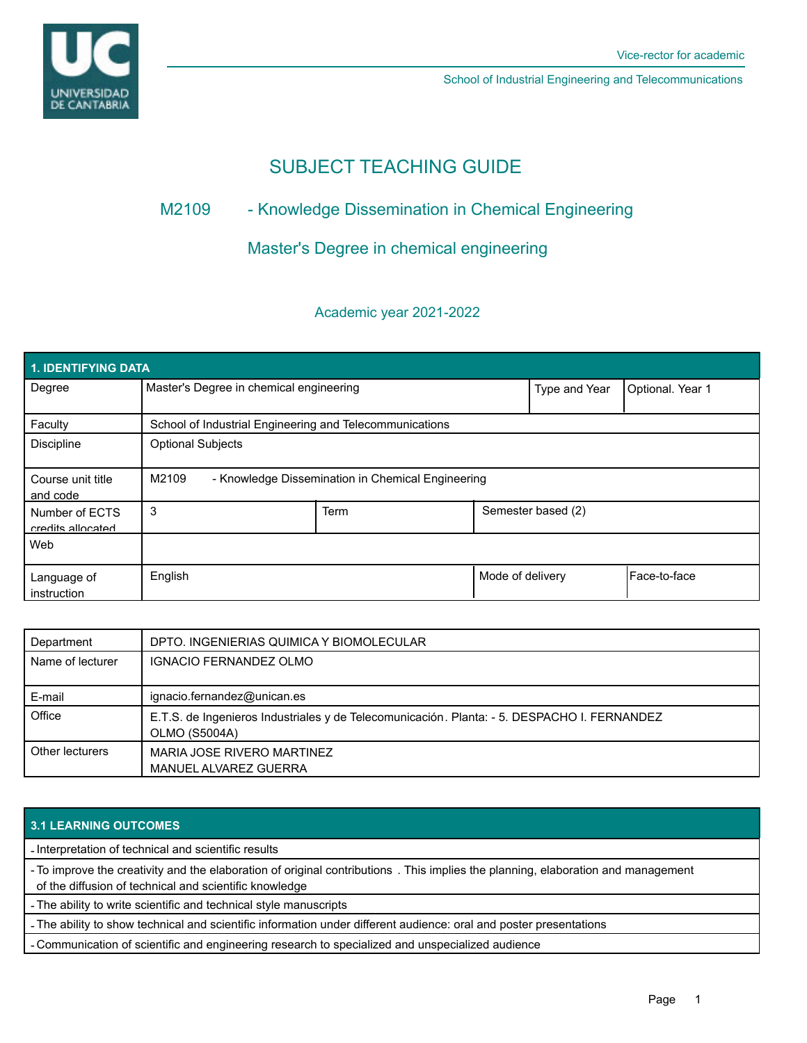Vice-rector for academic

School of Industrial Engineering and Telecommunications

# SUBJECT TEACHING GUIDE

## M2109 - Knowledge Dissemination in Chemical Engineering

## Master's Degree in chemical engineering

Academic year 2021-2022

| 1. IDENTIFYING DATA | | | | |
|---|---|---|---|---|
| Degree | Master's Degree in chemical engineering | | Type and Year | Optional. Year 1 |
| Faculty | School of Industrial Engineering and Telecommunications | | | |
| Discipline | Optional Subjects | | | |
| Course unit title and code | M2109 - Knowledge Dissemination in Chemical Engineering | | | |
| Number of ECTS credits allocated | 3 | Term | Semester based (2) | |
| Web | | | | |
| Language of instruction | English | | Mode of delivery | Face-to-face |

| | |
|---|---|
| Department | DPTO. INGENIERIAS QUIMICA Y BIOMOLECULAR |
| Name of lecturer | IGNACIO FERNANDEZ OLMO |
| E-mail | ignacio.fernandez@unican.es |
| Office | E.T.S. de Ingenieros Industriales y de Telecomunicación. Planta: - 5. DESPACHO I. FERNANDEZ OLMO (S5004A) |
| Other lecturers | MARIA JOSE RIVERO MARTINEZ<br>MANUEL ALVAREZ GUERRA |

| 3.1 LEARNING OUTCOMES |
|---|
| - Interpretation of technical and scientific results |
| - To improve the creativity and the elaboration of original contributions . This implies the planning, elaboration and management of the diffusion of technical and scientific knowledge |
| - The ability to write scientific and technical style manuscripts |
| - The ability to show technical and scientific information under different audience: oral and poster presentations |
| - Communication of scientific and engineering research to specialized and unspecialized audience |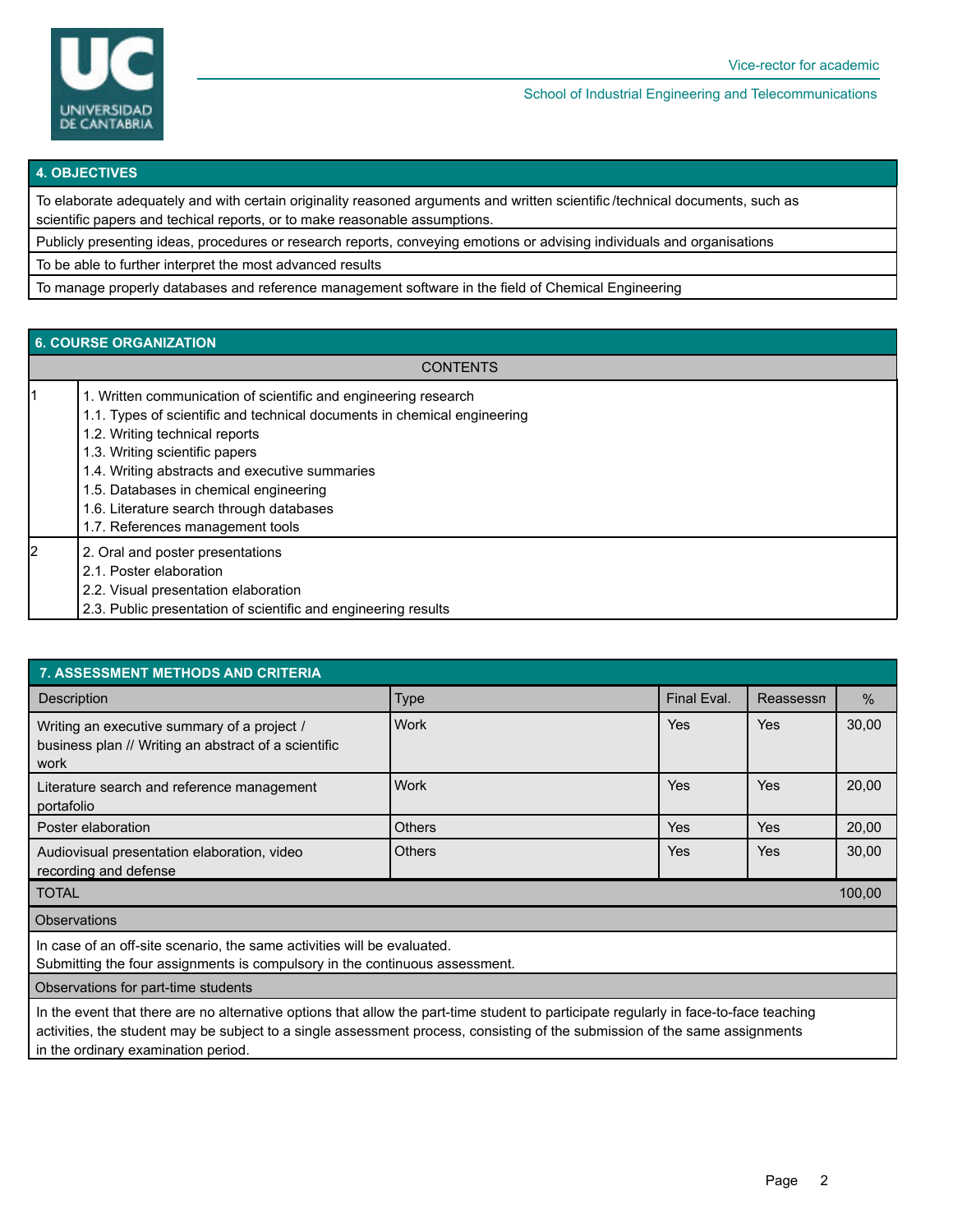## 4. OBJECTIVES

To elaborate adequately and with certain originality reasoned arguments and written scientific /technical documents, such as scientific papers and techical reports, or to make reasonable assumptions.

Publicly presenting ideas, procedures or research reports, conveying emotions or advising individuals and organisations

To be able to further interpret the most advanced results

To manage properly databases and reference management software in the field of Chemical Engineering

## 6. COURSE ORGANIZATION

| | CONTENTS |
|---|---|
| 1 | 1. Written communication of scientific and engineering research<br>1.1. Types of scientific and technical documents in chemical engineering<br>1.2. Writing technical reports<br>1.3. Writing scientific papers<br>1.4. Writing abstracts and executive summaries<br>1.5. Databases in chemical engineering<br>1.6. Literature search through databases<br>1.7. References management tools |
| 2 | 2. Oral and poster presentations<br>2.1. Poster elaboration<br>2.2. Visual presentation elaboration<br>2.3. Public presentation of scientific and engineering results |

## 7. ASSESSMENT METHODS AND CRITERIA

| Description | Type | Final Eval. | Reassessn | % |
|---|---|---|---|---|
| Writing an executive summary of a project / business plan // Writing an abstract of a scientific work | Work | Yes | Yes | 30,00 |
| Literature search and reference management portafolio | Work | Yes | Yes | 20,00 |
| Poster elaboration | Others | Yes | Yes | 20,00 |
| Audiovisual presentation elaboration, video recording and defense | Others | Yes | Yes | 30,00 |
| TOTAL | | | | 100,00 |

**Observations**

In case of an off-site scenario, the same activities will be evaluated.
Submitting the four assignments is compulsory in the continuous assessment.

**Observations for part-time students**

In the event that there are no alternative options that allow the part-time student to participate regularly in face-to-face teaching activities, the student may be subject to a single assessment process, consisting of the submission of the same assignments in the ordinary examination period.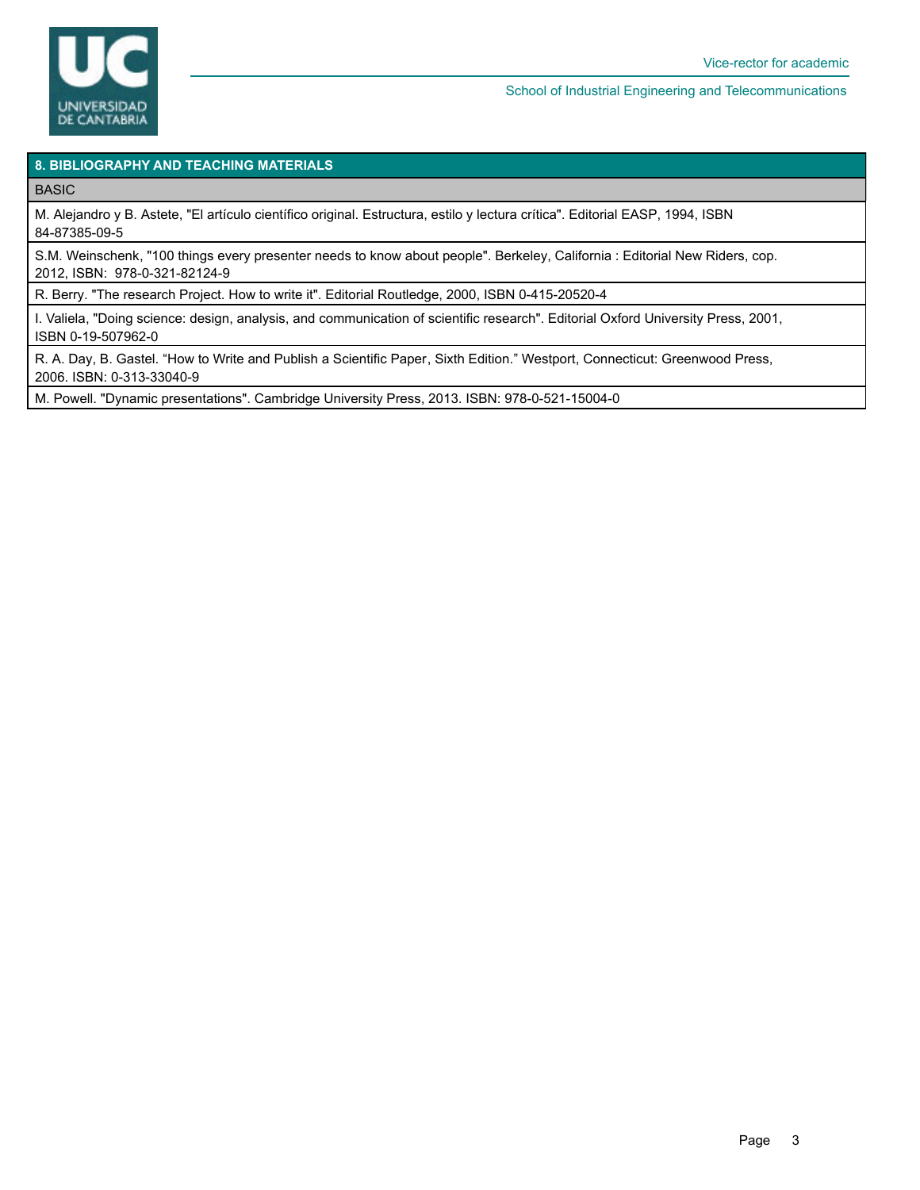## 8. BIBLIOGRAPHY AND TEACHING MATERIALS

### BASIC

M. Alejandro y B. Astete, "El artículo científico original. Estructura, estilo y lectura crítica". Editorial EASP, 1994, ISBN 84-87385-09-5

S.M. Weinschenk, "100 things every presenter needs to know about people". Berkeley, California : Editorial New Riders, cop. 2012, ISBN: 978-0-321-82124-9

R. Berry. "The research Project. How to write it". Editorial Routledge, 2000, ISBN 0-415-20520-4

I. Valiela, "Doing science: design, analysis, and communication of scientific research". Editorial Oxford University Press, 2001, ISBN 0-19-507962-0

R. A. Day, B. Gastel. "How to Write and Publish a Scientific Paper, Sixth Edition." Westport, Connecticut: Greenwood Press, 2006. ISBN: 0-313-33040-9

M. Powell. "Dynamic presentations". Cambridge University Press, 2013. ISBN: 978-0-521-15004-0